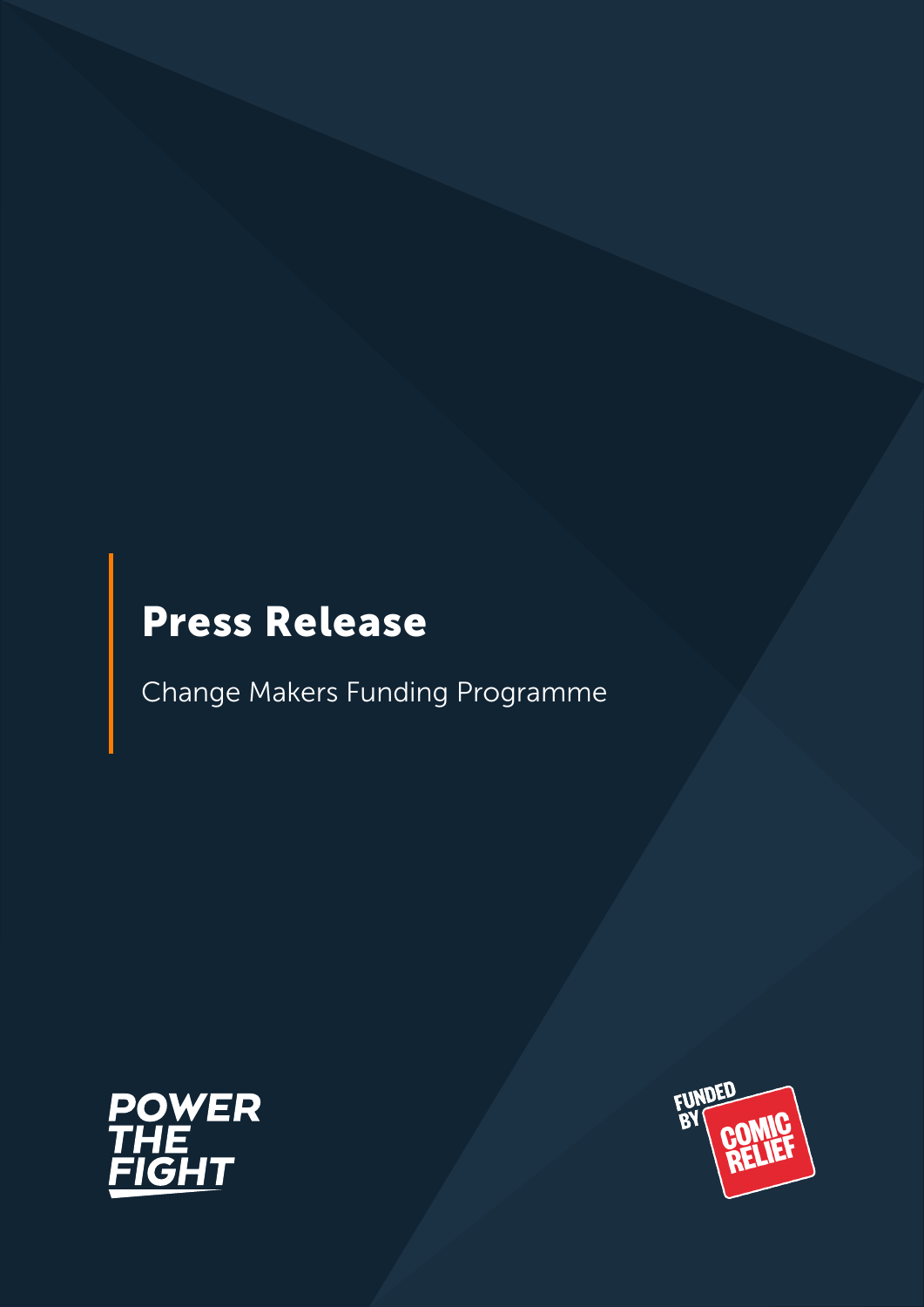# Press Release

Change Makers Funding Programme

POWER THE FIGHT

FUNDED BY COMIC RELIEF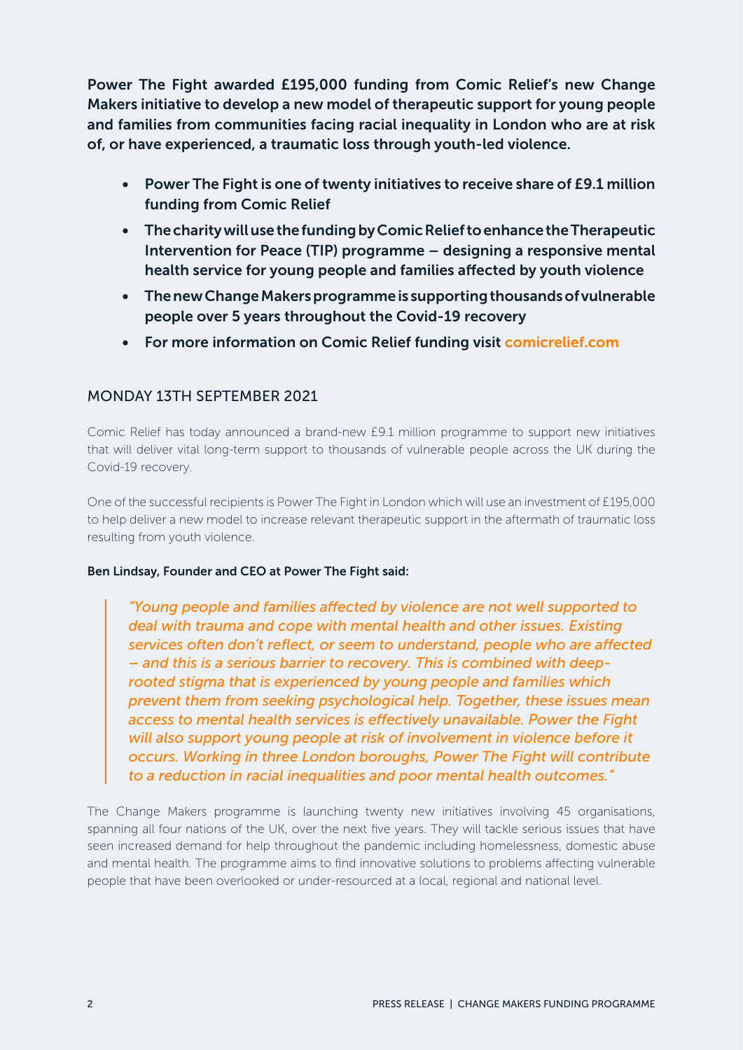**Power The Fight awarded £195,000 funding from Comic Relief's new Change Makers initiative to develop a new model of therapeutic support for young people and families from communities facing racial inequality in London who are at risk of, or have experienced, a traumatic loss through youth-led violence.**

- **Power The Fight is one of twenty initiatives to receive share of £9.1 million funding from Comic Relief**
- **The charity will use the funding by Comic Relief to enhance the Therapeutic Intervention for Peace (TIP) programme – designing a responsive mental health service for young people and families affected by youth violence**
- **The new Change Makers programme is supporting thousands of vulnerable people over 5 years throughout the Covid-19 recovery**
- **For more information on Comic Relief funding visit comicrelief.com**

## MONDAY 13TH SEPTEMBER 2021

Comic Relief has today announced a brand-new £9.1 million programme to support new initiatives that will deliver vital long-term support to thousands of vulnerable people across the UK during the Covid-19 recovery.

One of the successful recipients is Power The Fight in London which will use an investment of £195,000 to help deliver a new model to increase relevant therapeutic support in the aftermath of traumatic loss resulting from youth violence.

**Ben Lindsay, Founder and CEO at Power The Fight said:**

> *"Young people and families affected by violence are not well supported to deal with trauma and cope with mental health and other issues. Existing services often don't reflect, or seem to understand, people who are affected – and this is a serious barrier to recovery. This is combined with deep-rooted stigma that is experienced by young people and families which prevent them from seeking psychological help. Together, these issues mean access to mental health services is effectively unavailable. Power the Fight will also support young people at risk of involvement in violence before it occurs. Working in three London boroughs, Power The Fight will contribute to a reduction in racial inequalities and poor mental health outcomes."*

The Change Makers programme is launching twenty new initiatives involving 45 organisations, spanning all four nations of the UK, over the next five years. They will tackle serious issues that have seen increased demand for help throughout the pandemic including homelessness, domestic abuse and mental health. The programme aims to find innovative solutions to problems affecting vulnerable people that have been overlooked or under-resourced at a local, regional and national level.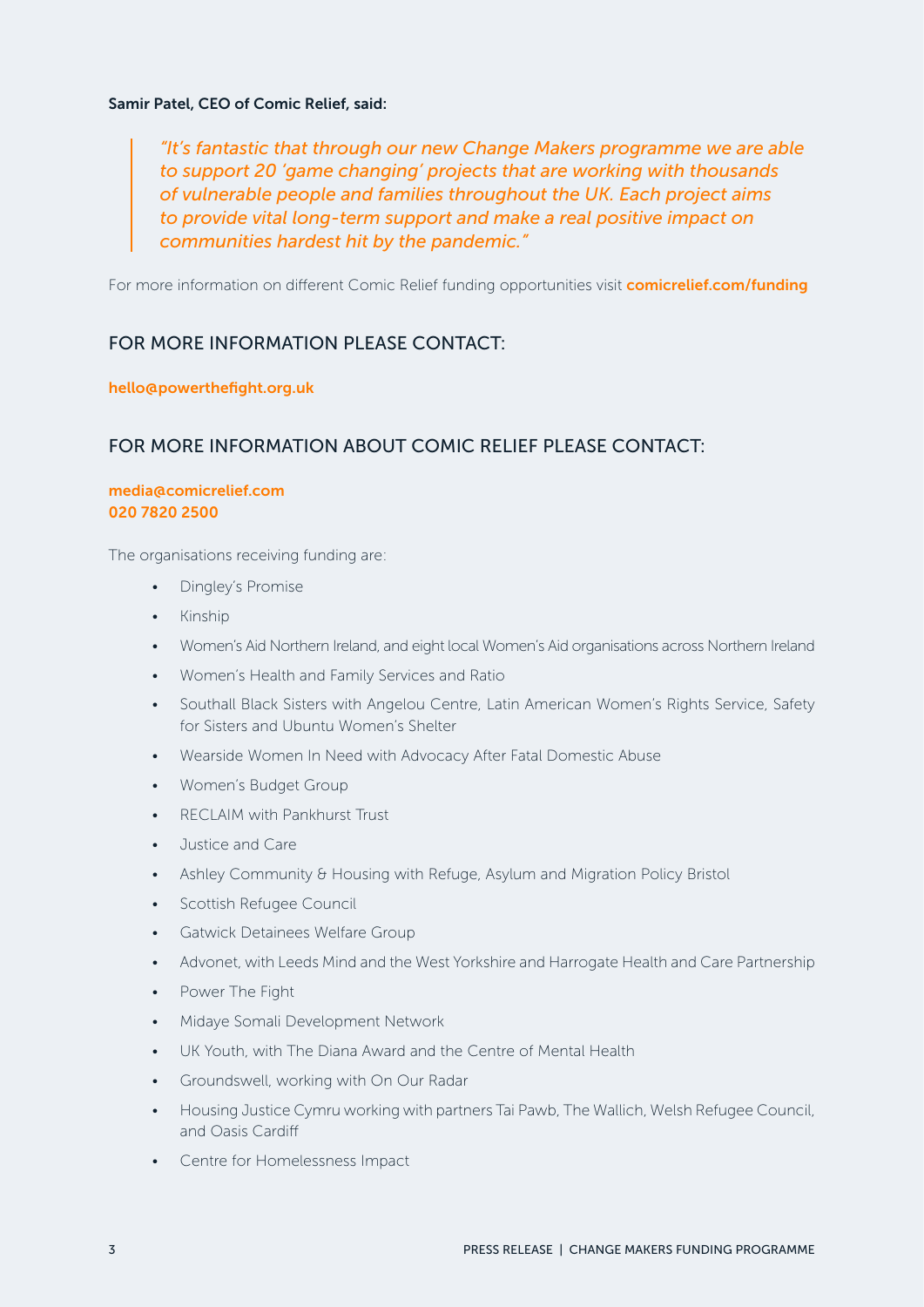**Samir Patel, CEO of Comic Relief, said:**

> *"It's fantastic that through our new Change Makers programme we are able to support 20 'game changing' projects that are working with thousands of vulnerable people and families throughout the UK. Each project aims to provide vital long-term support and make a real positive impact on communities hardest hit by the pandemic."*

For more information on different Comic Relief funding opportunities visit **comicrelief.com/funding**

## FOR MORE INFORMATION PLEASE CONTACT:

**hello@powerthefight.org.uk**

## FOR MORE INFORMATION ABOUT COMIC RELIEF PLEASE CONTACT:

**media@comicrelief.com**
**020 7820 2500**

The organisations receiving funding are:

- Dingley's Promise
- Kinship
- Women's Aid Northern Ireland, and eight local Women's Aid organisations across Northern Ireland
- Women's Health and Family Services and Ratio
- Southall Black Sisters with Angelou Centre, Latin American Women's Rights Service, Safety for Sisters and Ubuntu Women's Shelter
- Wearside Women In Need with Advocacy After Fatal Domestic Abuse
- Women's Budget Group
- RECLAIM with Pankhurst Trust
- Justice and Care
- Ashley Community & Housing with Refuge, Asylum and Migration Policy Bristol
- Scottish Refugee Council
- Gatwick Detainees Welfare Group
- Advonet, with Leeds Mind and the West Yorkshire and Harrogate Health and Care Partnership
- Power The Fight
- Midaye Somali Development Network
- UK Youth, with The Diana Award and the Centre of Mental Health
- Groundswell, working with On Our Radar
- Housing Justice Cymru working with partners Tai Pawb, The Wallich, Welsh Refugee Council, and Oasis Cardiff
- Centre for Homelessness Impact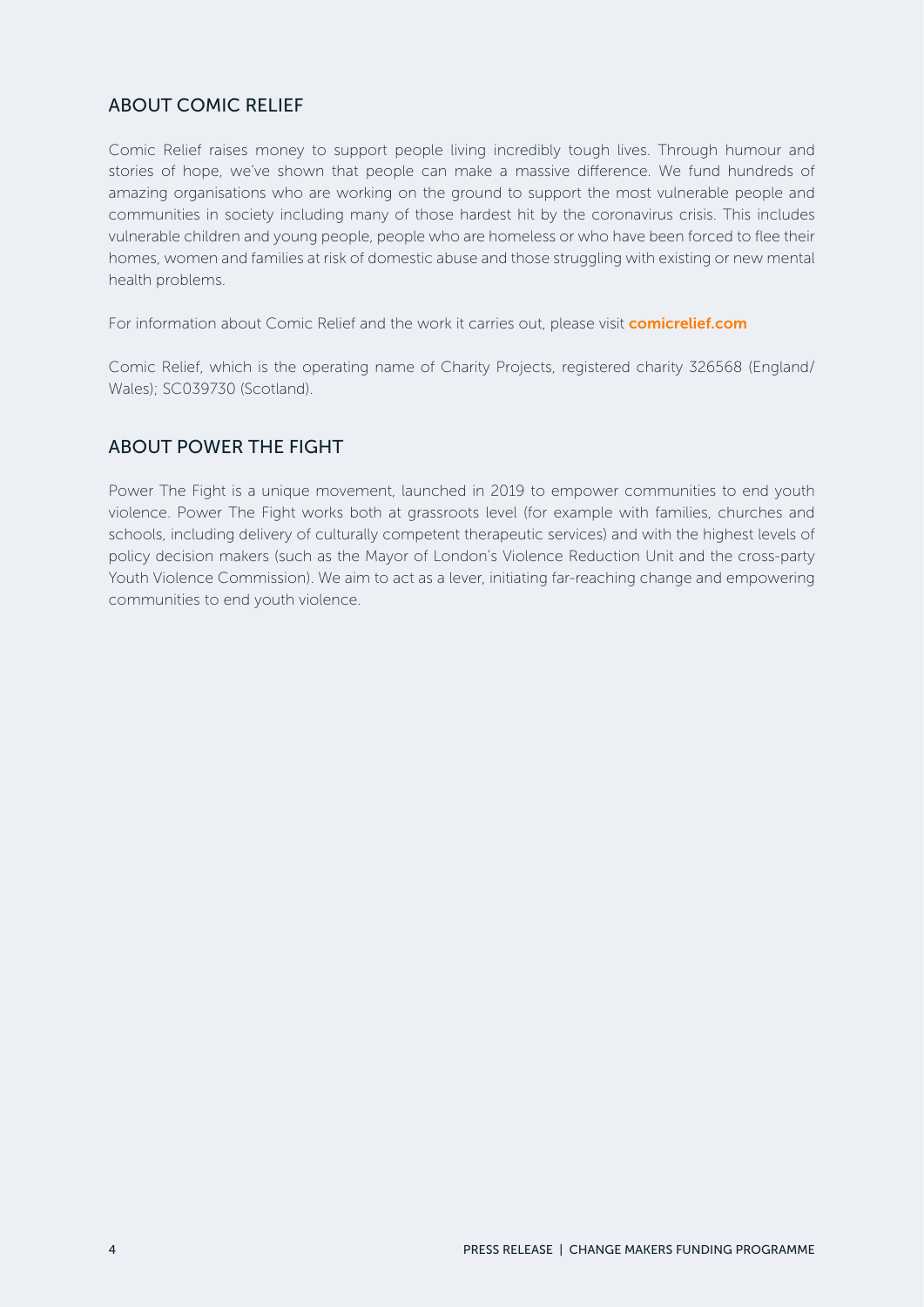## ABOUT COMIC RELIEF

Comic Relief raises money to support people living incredibly tough lives. Through humour and stories of hope, we've shown that people can make a massive difference. We fund hundreds of amazing organisations who are working on the ground to support the most vulnerable people and communities in society including many of those hardest hit by the coronavirus crisis. This includes vulnerable children and young people, people who are homeless or who have been forced to flee their homes, women and families at risk of domestic abuse and those struggling with existing or new mental health problems.

For information about Comic Relief and the work it carries out, please visit **comicrelief.com**

Comic Relief, which is the operating name of Charity Projects, registered charity 326568 (England/Wales); SC039730 (Scotland).

## ABOUT POWER THE FIGHT

Power The Fight is a unique movement, launched in 2019 to empower communities to end youth violence. Power The Fight works both at grassroots level (for example with families, churches and schools, including delivery of culturally competent therapeutic services) and with the highest levels of policy decision makers (such as the Mayor of London's Violence Reduction Unit and the cross-party Youth Violence Commission). We aim to act as a lever, initiating far-reaching change and empowering communities to end youth violence.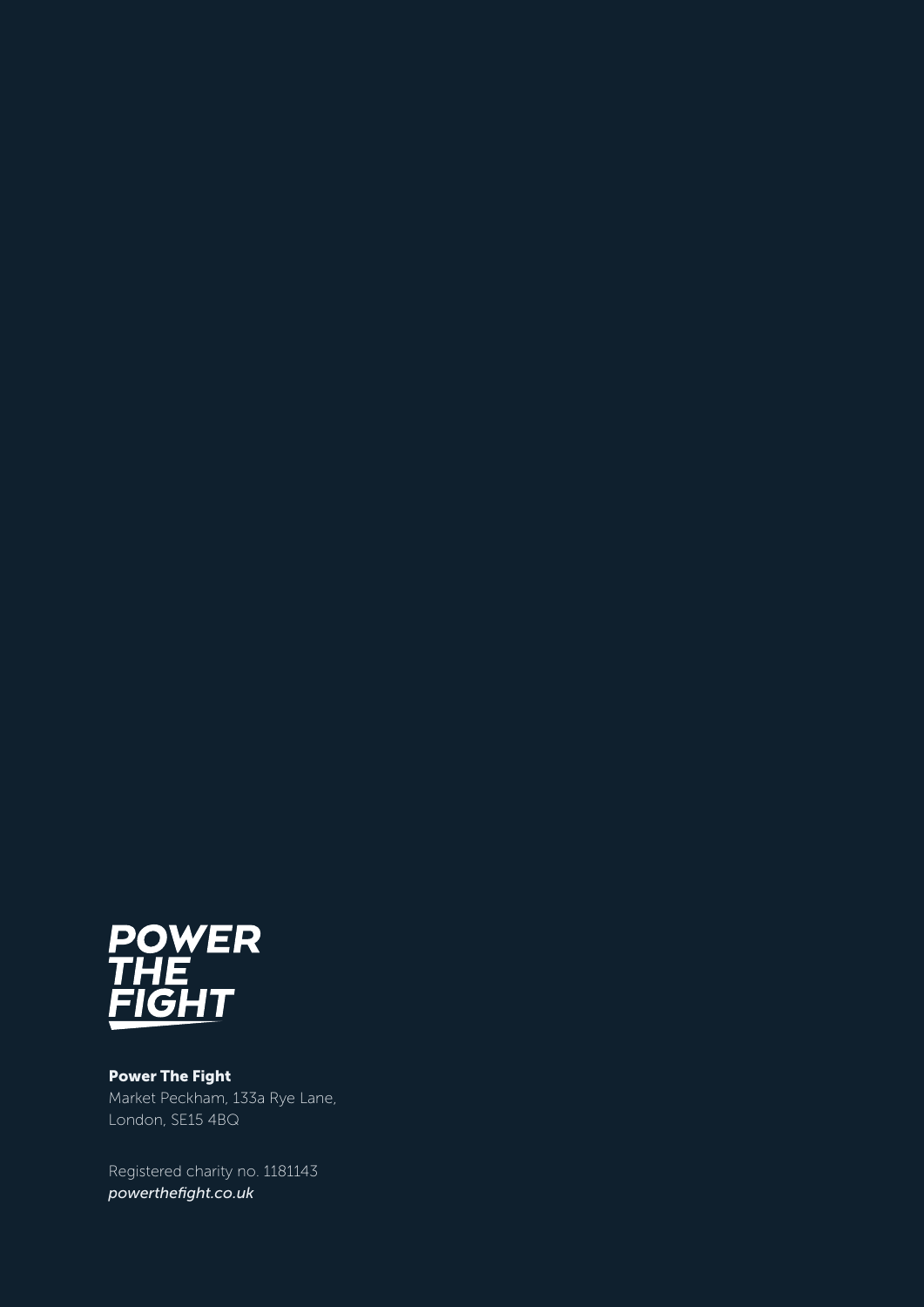POWER
THE
FIGHT

**Power The Fight**
Market Peckham, 133a Rye Lane,
London, SE15 4BQ

Registered charity no. 1181143
*powerthefight.co.uk*